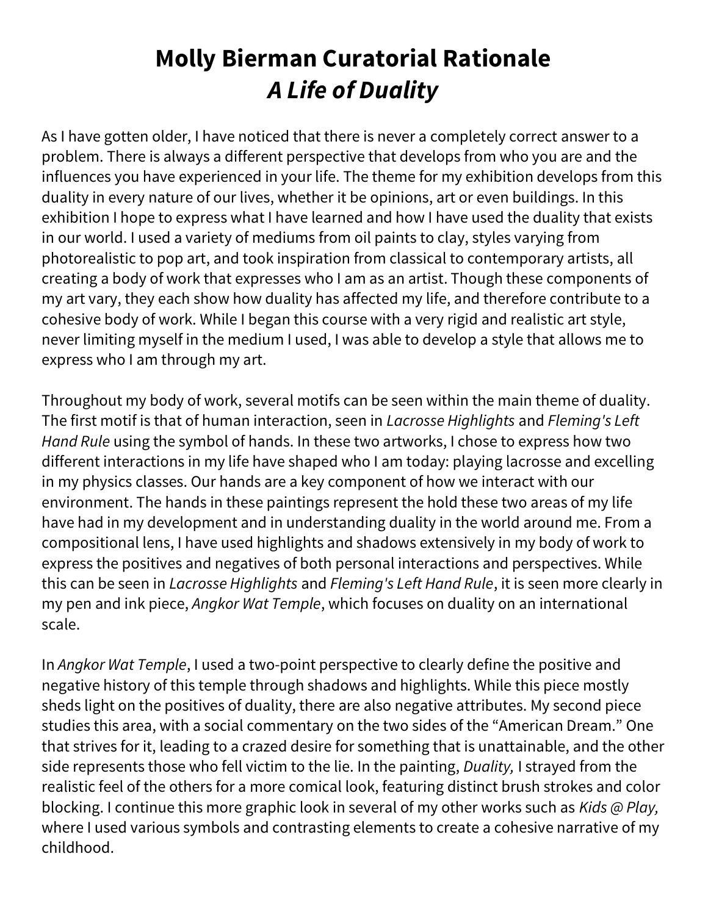# Molly Bierman Curatorial Rationale
## *A Life of Duality*

As I have gotten older, I have noticed that there is never a completely correct answer to a problem. There is always a different perspective that develops from who you are and the influences you have experienced in your life. The theme for my exhibition develops from this duality in every nature of our lives, whether it be opinions, art or even buildings. In this exhibition I hope to express what I have learned and how I have used the duality that exists in our world. I used a variety of mediums from oil paints to clay, styles varying from photorealistic to pop art, and took inspiration from classical to contemporary artists, all creating a body of work that expresses who I am as an artist. Though these components of my art vary, they each show how duality has affected my life, and therefore contribute to a cohesive body of work. While I began this course with a very rigid and realistic art style, never limiting myself in the medium I used, I was able to develop a style that allows me to express who I am through my art.

Throughout my body of work, several motifs can be seen within the main theme of duality. The first motif is that of human interaction, seen in *Lacrosse Highlights* and *Fleming's Left Hand Rule* using the symbol of hands. In these two artworks, I chose to express how two different interactions in my life have shaped who I am today: playing lacrosse and excelling in my physics classes. Our hands are a key component of how we interact with our environment. The hands in these paintings represent the hold these two areas of my life have had in my development and in understanding duality in the world around me. From a compositional lens, I have used highlights and shadows extensively in my body of work to express the positives and negatives of both personal interactions and perspectives. While this can be seen in *Lacrosse Highlights* and *Fleming's Left Hand Rule*, it is seen more clearly in my pen and ink piece, *Angkor Wat Temple*, which focuses on duality on an international scale.

In *Angkor Wat Temple*, I used a two-point perspective to clearly define the positive and negative history of this temple through shadows and highlights. While this piece mostly sheds light on the positives of duality, there are also negative attributes. My second piece studies this area, with a social commentary on the two sides of the "American Dream." One that strives for it, leading to a crazed desire for something that is unattainable, and the other side represents those who fell victim to the lie. In the painting, *Duality,* I strayed from the realistic feel of the others for a more comical look, featuring distinct brush strokes and color blocking. I continue this more graphic look in several of my other works such as *Kids @ Play,* where I used various symbols and contrasting elements to create a cohesive narrative of my childhood.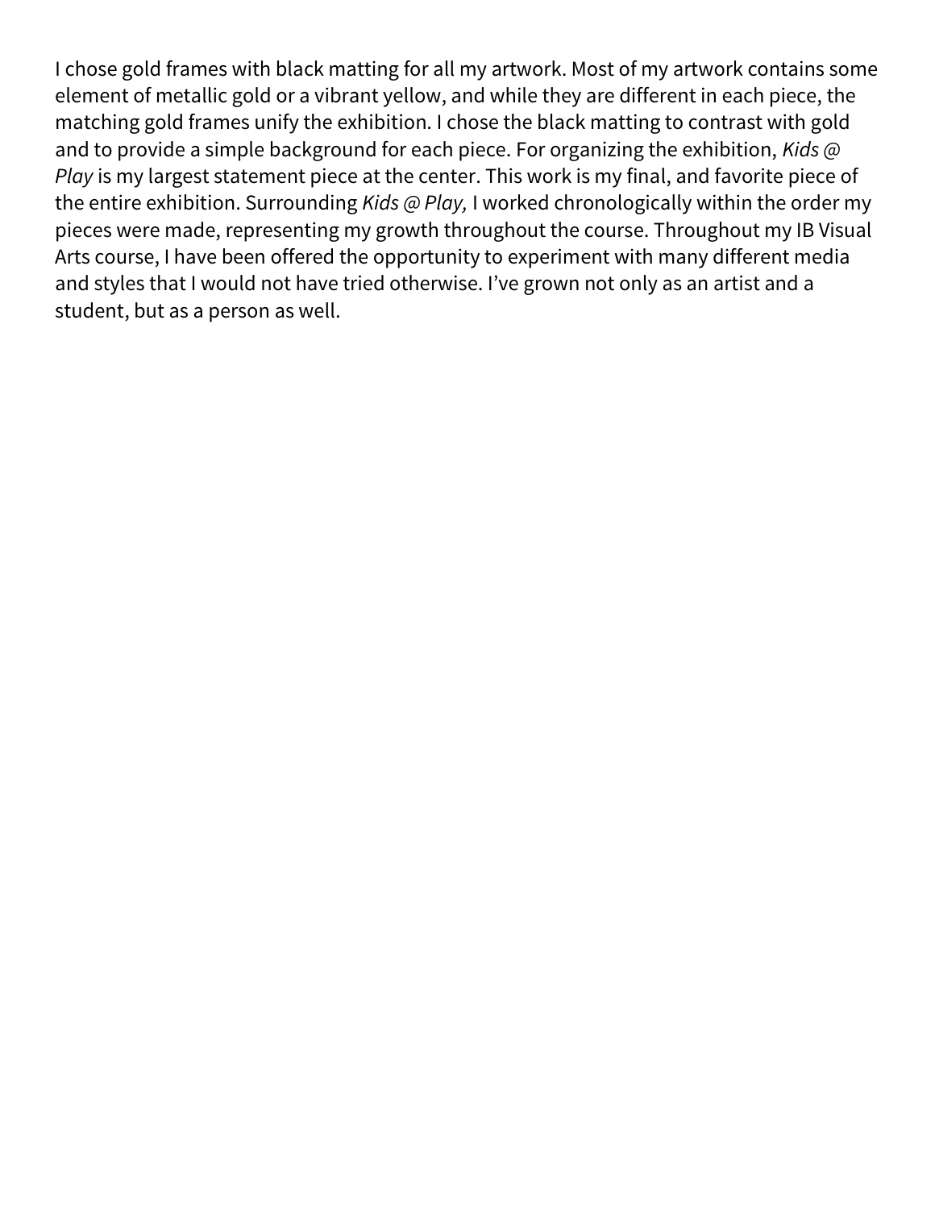I chose gold frames with black matting for all my artwork. Most of my artwork contains some element of metallic gold or a vibrant yellow, and while they are different in each piece, the matching gold frames unify the exhibition. I chose the black matting to contrast with gold and to provide a simple background for each piece. For organizing the exhibition, *Kids @ Play* is my largest statement piece at the center. This work is my final, and favorite piece of the entire exhibition. Surrounding *Kids @ Play,* I worked chronologically within the order my pieces were made, representing my growth throughout the course. Throughout my IB Visual Arts course, I have been offered the opportunity to experiment with many different media and styles that I would not have tried otherwise. I've grown not only as an artist and a student, but as a person as well.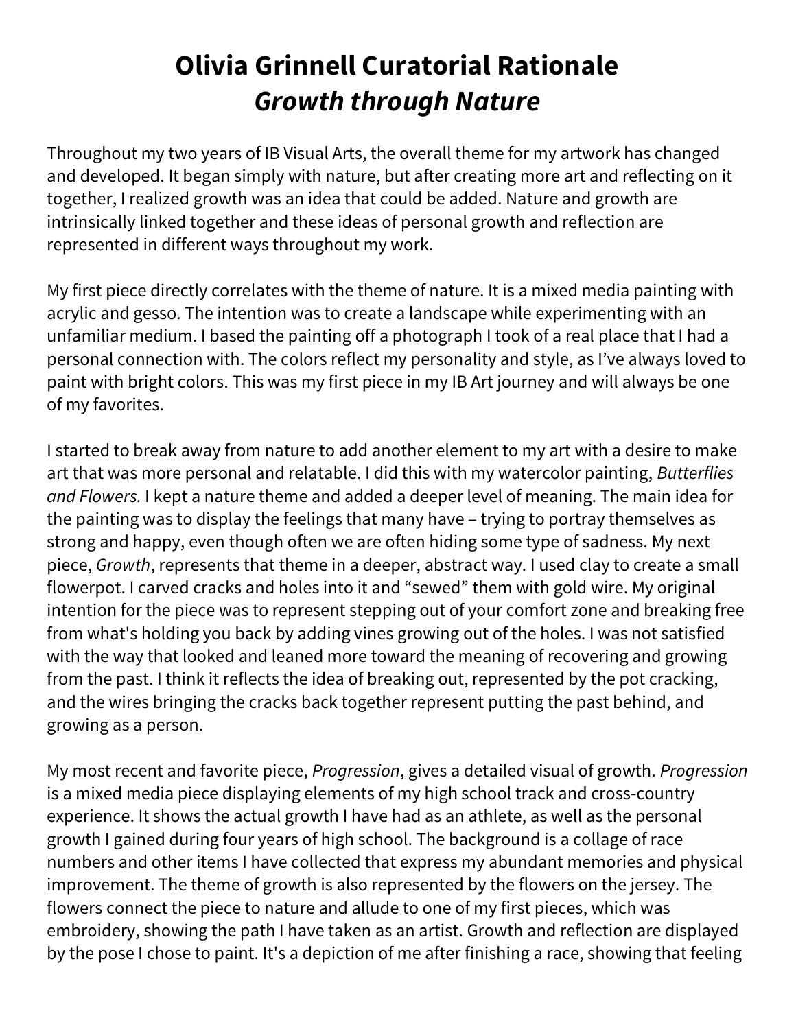# Olivia Grinnell Curatorial Rationale
# *Growth through Nature*

Throughout my two years of IB Visual Arts, the overall theme for my artwork has changed and developed. It began simply with nature, but after creating more art and reflecting on it together, I realized growth was an idea that could be added. Nature and growth are intrinsically linked together and these ideas of personal growth and reflection are represented in different ways throughout my work.

My first piece directly correlates with the theme of nature. It is a mixed media painting with acrylic and gesso. The intention was to create a landscape while experimenting with an unfamiliar medium. I based the painting off a photograph I took of a real place that I had a personal connection with. The colors reflect my personality and style, as I've always loved to paint with bright colors. This was my first piece in my IB Art journey and will always be one of my favorites.

I started to break away from nature to add another element to my art with a desire to make art that was more personal and relatable. I did this with my watercolor painting, *Butterflies and Flowers.* I kept a nature theme and added a deeper level of meaning. The main idea for the painting was to display the feelings that many have – trying to portray themselves as strong and happy, even though often we are often hiding some type of sadness. My next piece, *Growth*, represents that theme in a deeper, abstract way. I used clay to create a small flowerpot. I carved cracks and holes into it and "sewed" them with gold wire. My original intention for the piece was to represent stepping out of your comfort zone and breaking free from what's holding you back by adding vines growing out of the holes. I was not satisfied with the way that looked and leaned more toward the meaning of recovering and growing from the past. I think it reflects the idea of breaking out, represented by the pot cracking, and the wires bringing the cracks back together represent putting the past behind, and growing as a person.

My most recent and favorite piece, *Progression*, gives a detailed visual of growth. *Progression* is a mixed media piece displaying elements of my high school track and cross-country experience. It shows the actual growth I have had as an athlete, as well as the personal growth I gained during four years of high school. The background is a collage of race numbers and other items I have collected that express my abundant memories and physical improvement. The theme of growth is also represented by the flowers on the jersey. The flowers connect the piece to nature and allude to one of my first pieces, which was embroidery, showing the path I have taken as an artist. Growth and reflection are displayed by the pose I chose to paint. It's a depiction of me after finishing a race, showing that feeling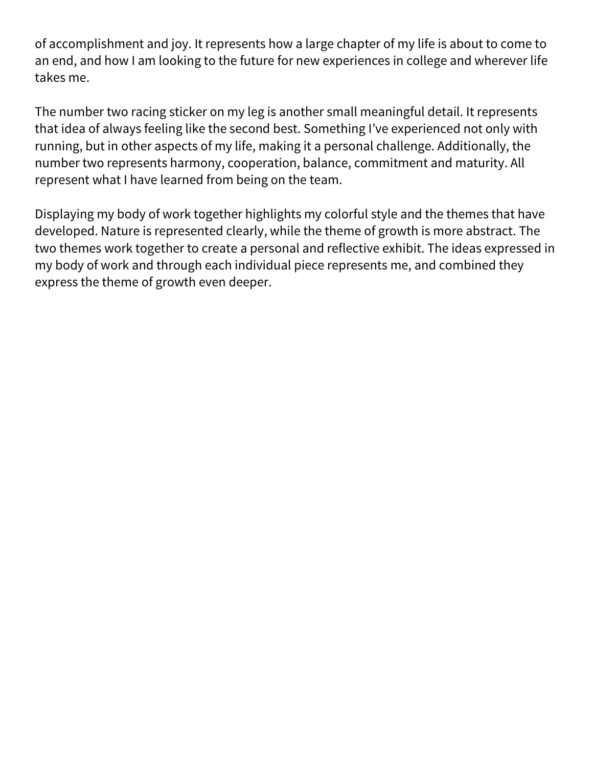of accomplishment and joy. It represents how a large chapter of my life is about to come to an end, and how I am looking to the future for new experiences in college and wherever life takes me.

The number two racing sticker on my leg is another small meaningful detail. It represents that idea of always feeling like the second best. Something I've experienced not only with running, but in other aspects of my life, making it a personal challenge. Additionally, the number two represents harmony, cooperation, balance, commitment and maturity. All represent what I have learned from being on the team.

Displaying my body of work together highlights my colorful style and the themes that have developed. Nature is represented clearly, while the theme of growth is more abstract. The two themes work together to create a personal and reflective exhibit. The ideas expressed in my body of work and through each individual piece represents me, and combined they express the theme of growth even deeper.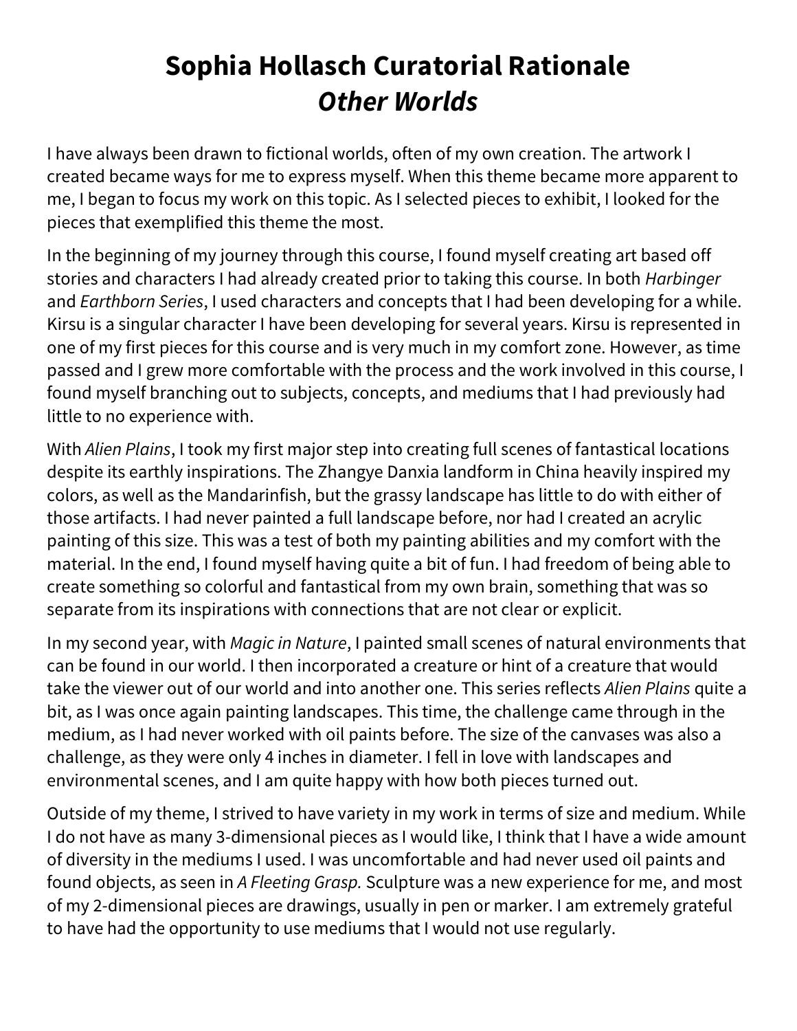# Sophia Hollasch Curatorial Rationale
## *Other Worlds*

I have always been drawn to fictional worlds, often of my own creation. The artwork I created became ways for me to express myself. When this theme became more apparent to me, I began to focus my work on this topic. As I selected pieces to exhibit, I looked for the pieces that exemplified this theme the most.

In the beginning of my journey through this course, I found myself creating art based off stories and characters I had already created prior to taking this course. In both *Harbinger* and *Earthborn Series*, I used characters and concepts that I had been developing for a while. Kirsu is a singular character I have been developing for several years. Kirsu is represented in one of my first pieces for this course and is very much in my comfort zone. However, as time passed and I grew more comfortable with the process and the work involved in this course, I found myself branching out to subjects, concepts, and mediums that I had previously had little to no experience with.

With *Alien Plains*, I took my first major step into creating full scenes of fantastical locations despite its earthly inspirations. The Zhangye Danxia landform in China heavily inspired my colors, as well as the Mandarinfish, but the grassy landscape has little to do with either of those artifacts. I had never painted a full landscape before, nor had I created an acrylic painting of this size. This was a test of both my painting abilities and my comfort with the material. In the end, I found myself having quite a bit of fun. I had freedom of being able to create something so colorful and fantastical from my own brain, something that was so separate from its inspirations with connections that are not clear or explicit.

In my second year, with *Magic in Nature*, I painted small scenes of natural environments that can be found in our world. I then incorporated a creature or hint of a creature that would take the viewer out of our world and into another one. This series reflects *Alien Plains* quite a bit, as I was once again painting landscapes. This time, the challenge came through in the medium, as I had never worked with oil paints before. The size of the canvases was also a challenge, as they were only 4 inches in diameter. I fell in love with landscapes and environmental scenes, and I am quite happy with how both pieces turned out.

Outside of my theme, I strived to have variety in my work in terms of size and medium. While I do not have as many 3-dimensional pieces as I would like, I think that I have a wide amount of diversity in the mediums I used. I was uncomfortable and had never used oil paints and found objects, as seen in *A Fleeting Grasp.* Sculpture was a new experience for me, and most of my 2-dimensional pieces are drawings, usually in pen or marker. I am extremely grateful to have had the opportunity to use mediums that I would not use regularly.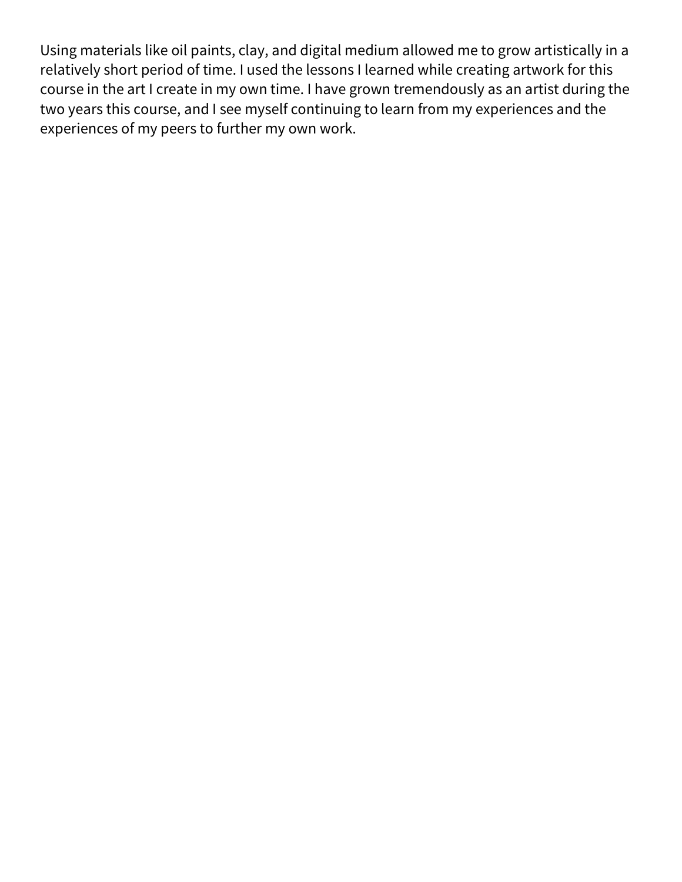Using materials like oil paints, clay, and digital medium allowed me to grow artistically in a relatively short period of time. I used the lessons I learned while creating artwork for this course in the art I create in my own time. I have grown tremendously as an artist during the two years this course, and I see myself continuing to learn from my experiences and the experiences of my peers to further my own work.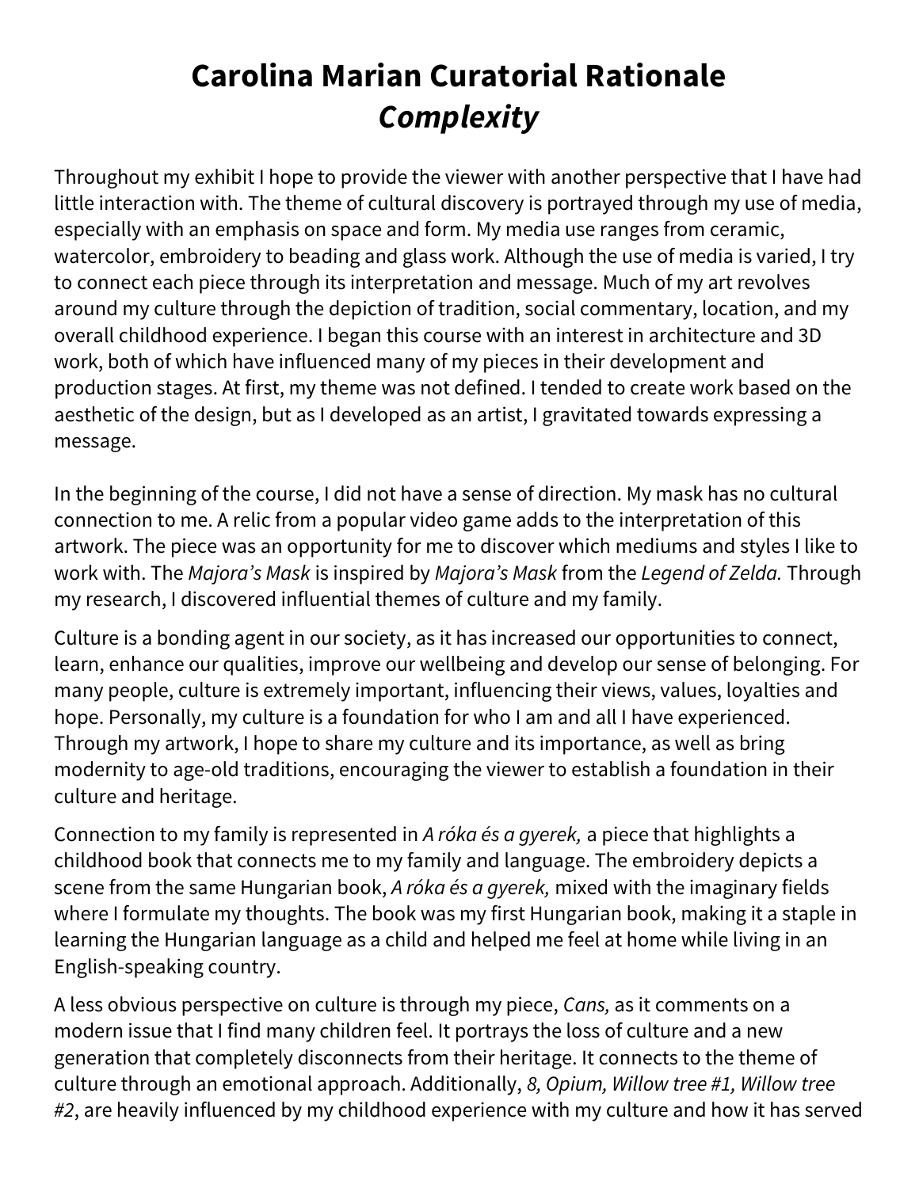# Carolina Marian Curatorial Rationale
# ***Complexity***

Throughout my exhibit I hope to provide the viewer with another perspective that I have had little interaction with. The theme of cultural discovery is portrayed through my use of media, especially with an emphasis on space and form. My media use ranges from ceramic, watercolor, embroidery to beading and glass work. Although the use of media is varied, I try to connect each piece through its interpretation and message. Much of my art revolves around my culture through the depiction of tradition, social commentary, location, and my overall childhood experience. I began this course with an interest in architecture and 3D work, both of which have influenced many of my pieces in their development and production stages. At first, my theme was not defined. I tended to create work based on the aesthetic of the design, but as I developed as an artist, I gravitated towards expressing a message.

In the beginning of the course, I did not have a sense of direction. My mask has no cultural connection to me. A relic from a popular video game adds to the interpretation of this artwork. The piece was an opportunity for me to discover which mediums and styles I like to work with. The *Majora's Mask* is inspired by *Majora's Mask* from the *Legend of Zelda.* Through my research, I discovered influential themes of culture and my family.

Culture is a bonding agent in our society, as it has increased our opportunities to connect, learn, enhance our qualities, improve our wellbeing and develop our sense of belonging. For many people, culture is extremely important, influencing their views, values, loyalties and hope. Personally, my culture is a foundation for who I am and all I have experienced. Through my artwork, I hope to share my culture and its importance, as well as bring modernity to age-old traditions, encouraging the viewer to establish a foundation in their culture and heritage.

Connection to my family is represented in *A róka és a gyerek,* a piece that highlights a childhood book that connects me to my family and language. The embroidery depicts a scene from the same Hungarian book, *A róka és a gyerek,* mixed with the imaginary fields where I formulate my thoughts. The book was my first Hungarian book, making it a staple in learning the Hungarian language as a child and helped me feel at home while living in an English-speaking country.

A less obvious perspective on culture is through my piece, *Cans,* as it comments on a modern issue that I find many children feel. It portrays the loss of culture and a new generation that completely disconnects from their heritage. It connects to the theme of culture through an emotional approach. Additionally, *8, Opium, Willow tree #1, Willow tree #2*, are heavily influenced by my childhood experience with my culture and how it has served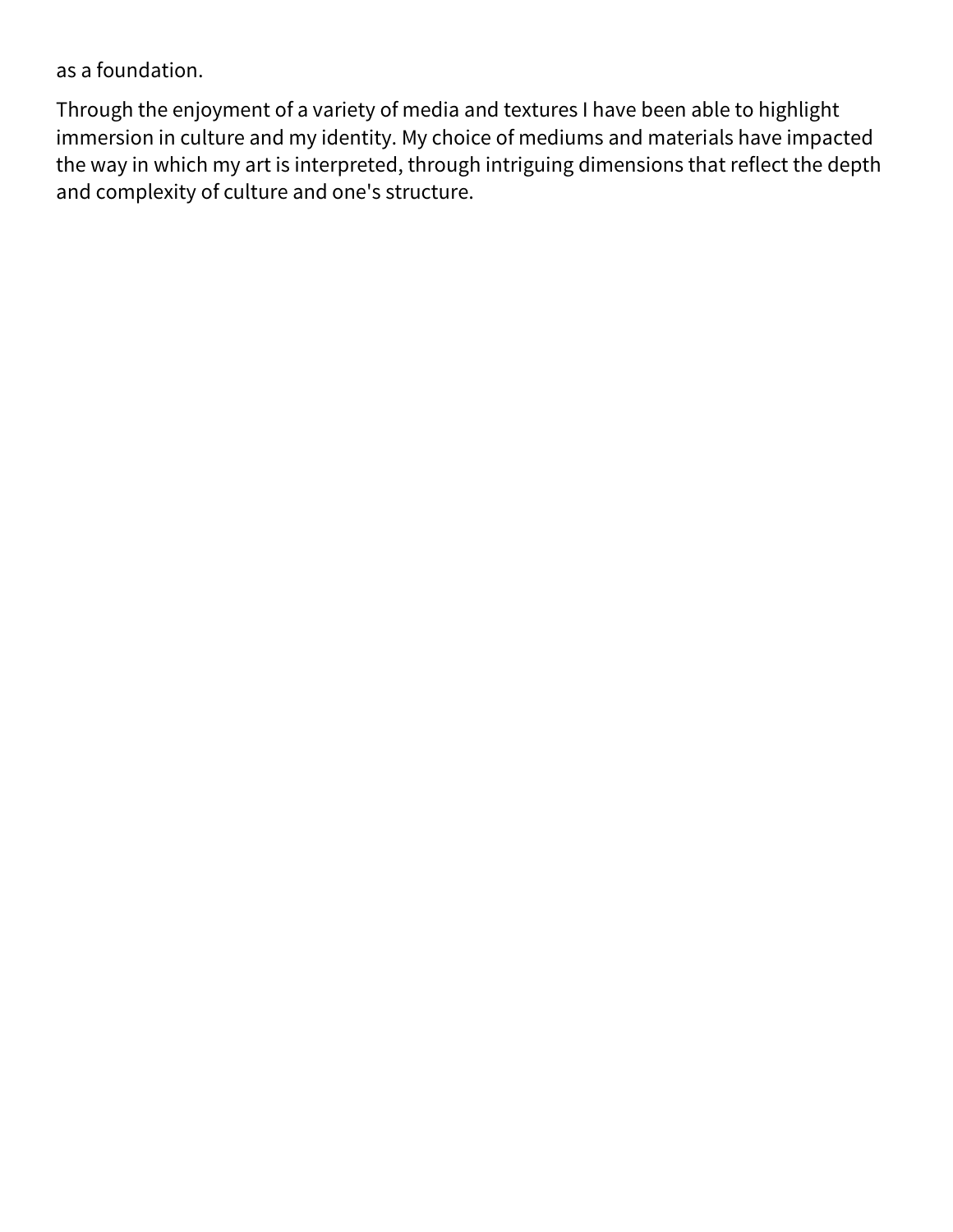as a foundation.

Through the enjoyment of a variety of media and textures I have been able to highlight immersion in culture and my identity. My choice of mediums and materials have impacted the way in which my art is interpreted, through intriguing dimensions that reflect the depth and complexity of culture and one's structure.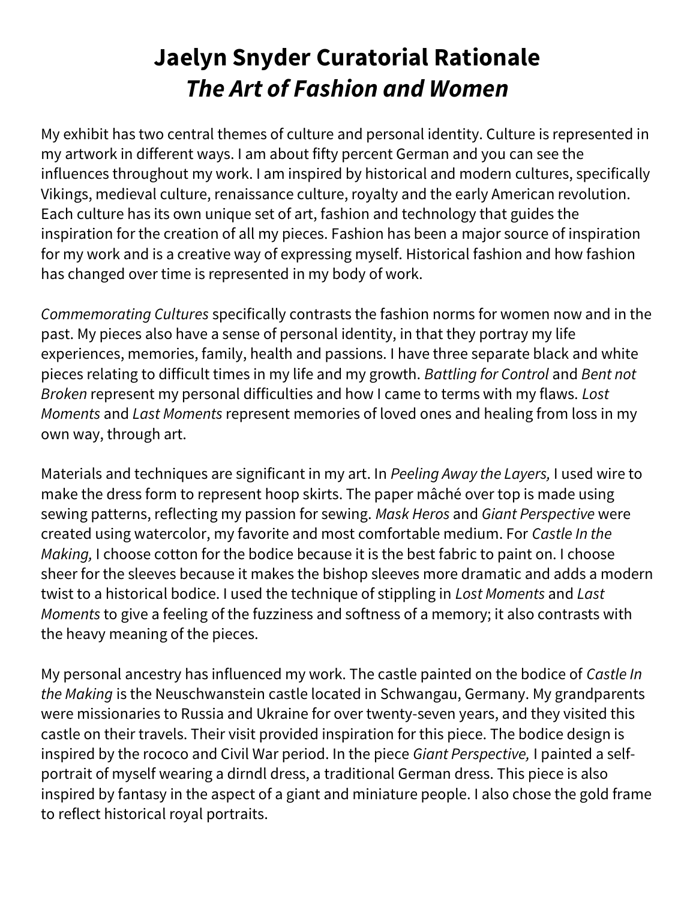# Jaelyn Snyder Curatorial Rationale
# *The Art of Fashion and Women*

My exhibit has two central themes of culture and personal identity. Culture is represented in my artwork in different ways. I am about fifty percent German and you can see the influences throughout my work. I am inspired by historical and modern cultures, specifically Vikings, medieval culture, renaissance culture, royalty and the early American revolution. Each culture has its own unique set of art, fashion and technology that guides the inspiration for the creation of all my pieces. Fashion has been a major source of inspiration for my work and is a creative way of expressing myself. Historical fashion and how fashion has changed over time is represented in my body of work.

*Commemorating Cultures* specifically contrasts the fashion norms for women now and in the past. My pieces also have a sense of personal identity, in that they portray my life experiences, memories, family, health and passions. I have three separate black and white pieces relating to difficult times in my life and my growth. *Battling for Control* and *Bent not Broken* represent my personal difficulties and how I came to terms with my flaws. *Lost Moments* and *Last Moments* represent memories of loved ones and healing from loss in my own way, through art.

Materials and techniques are significant in my art. In *Peeling Away the Layers,* I used wire to make the dress form to represent hoop skirts. The paper mâché over top is made using sewing patterns, reflecting my passion for sewing. *Mask Heros* and *Giant Perspective* were created using watercolor, my favorite and most comfortable medium. For *Castle In the Making,* I choose cotton for the bodice because it is the best fabric to paint on. I choose sheer for the sleeves because it makes the bishop sleeves more dramatic and adds a modern twist to a historical bodice. I used the technique of stippling in *Lost Moments* and *Last Moments* to give a feeling of the fuzziness and softness of a memory; it also contrasts with the heavy meaning of the pieces.

My personal ancestry has influenced my work. The castle painted on the bodice of *Castle In the Making* is the Neuschwanstein castle located in Schwangau, Germany. My grandparents were missionaries to Russia and Ukraine for over twenty-seven years, and they visited this castle on their travels. Their visit provided inspiration for this piece. The bodice design is inspired by the rococo and Civil War period. In the piece *Giant Perspective,* I painted a self-portrait of myself wearing a dirndl dress, a traditional German dress. This piece is also inspired by fantasy in the aspect of a giant and miniature people. I also chose the gold frame to reflect historical royal portraits.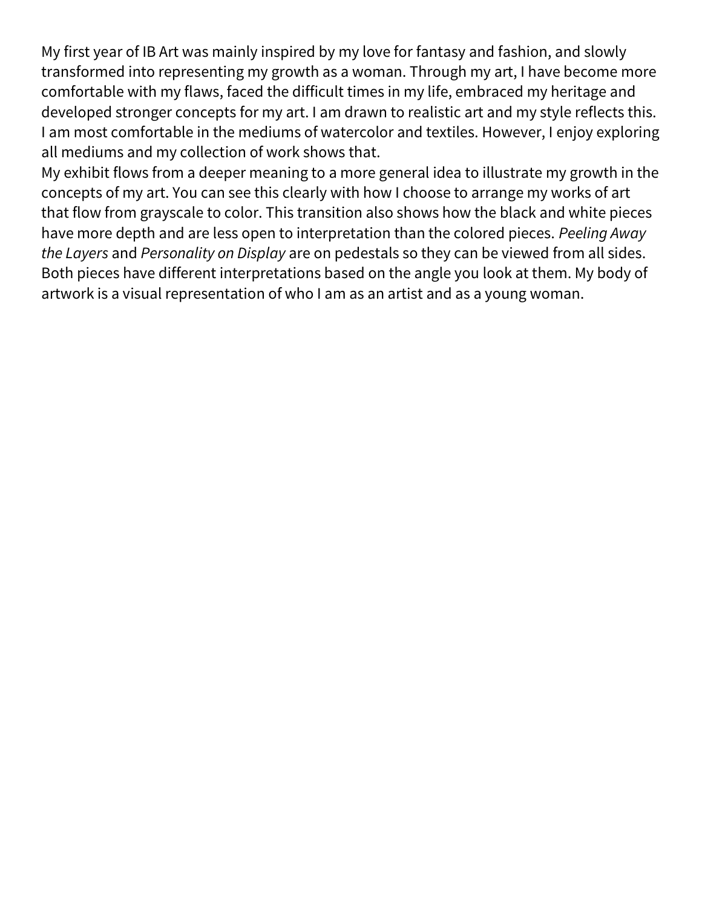My first year of IB Art was mainly inspired by my love for fantasy and fashion, and slowly transformed into representing my growth as a woman. Through my art, I have become more comfortable with my flaws, faced the difficult times in my life, embraced my heritage and developed stronger concepts for my art. I am drawn to realistic art and my style reflects this. I am most comfortable in the mediums of watercolor and textiles. However, I enjoy exploring all mediums and my collection of work shows that.

My exhibit flows from a deeper meaning to a more general idea to illustrate my growth in the concepts of my art. You can see this clearly with how I choose to arrange my works of art that flow from grayscale to color. This transition also shows how the black and white pieces have more depth and are less open to interpretation than the colored pieces. *Peeling Away the Layers* and *Personality on Display* are on pedestals so they can be viewed from all sides. Both pieces have different interpretations based on the angle you look at them. My body of artwork is a visual representation of who I am as an artist and as a young woman.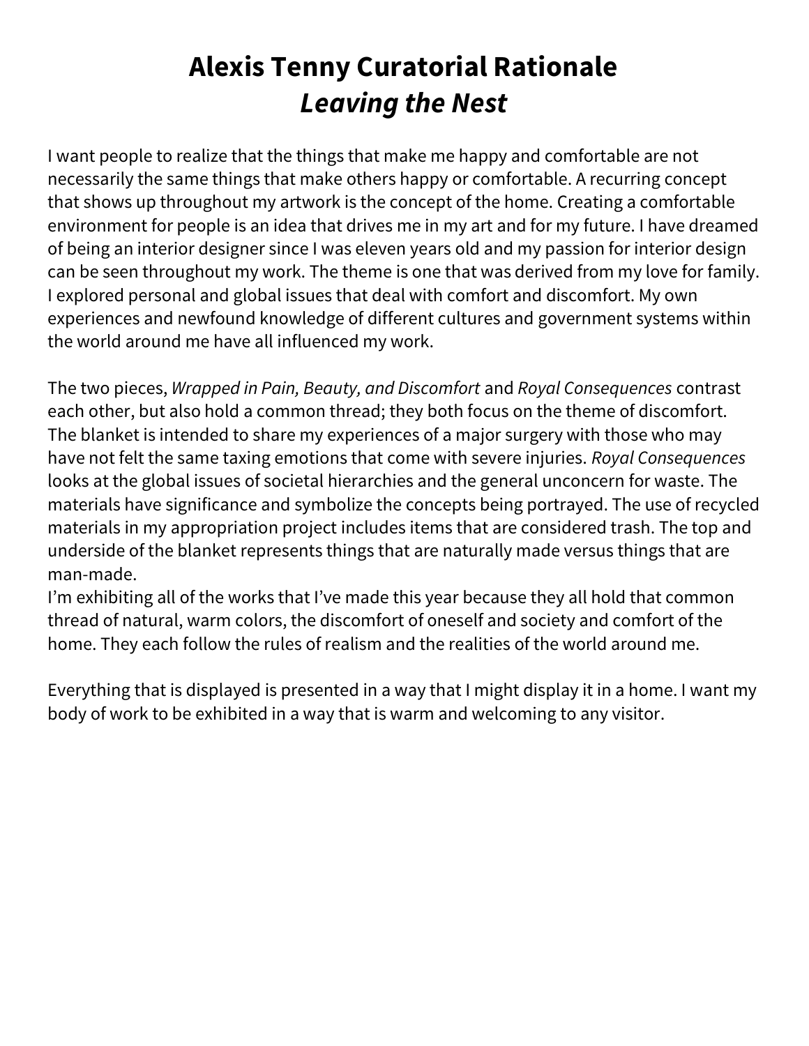# Alexis Tenny Curatorial Rationale
# *Leaving the Nest*

I want people to realize that the things that make me happy and comfortable are not necessarily the same things that make others happy or comfortable. A recurring concept that shows up throughout my artwork is the concept of the home. Creating a comfortable environment for people is an idea that drives me in my art and for my future. I have dreamed of being an interior designer since I was eleven years old and my passion for interior design can be seen throughout my work. The theme is one that was derived from my love for family. I explored personal and global issues that deal with comfort and discomfort. My own experiences and newfound knowledge of different cultures and government systems within the world around me have all influenced my work.

The two pieces, *Wrapped in Pain, Beauty, and Discomfort* and *Royal Consequences* contrast each other, but also hold a common thread; they both focus on the theme of discomfort. The blanket is intended to share my experiences of a major surgery with those who may have not felt the same taxing emotions that come with severe injuries. *Royal Consequences* looks at the global issues of societal hierarchies and the general unconcern for waste. The materials have significance and symbolize the concepts being portrayed. The use of recycled materials in my appropriation project includes items that are considered trash. The top and underside of the blanket represents things that are naturally made versus things that are man-made.
I'm exhibiting all of the works that I've made this year because they all hold that common thread of natural, warm colors, the discomfort of oneself and society and comfort of the home. They each follow the rules of realism and the realities of the world around me.

Everything that is displayed is presented in a way that I might display it in a home. I want my body of work to be exhibited in a way that is warm and welcoming to any visitor.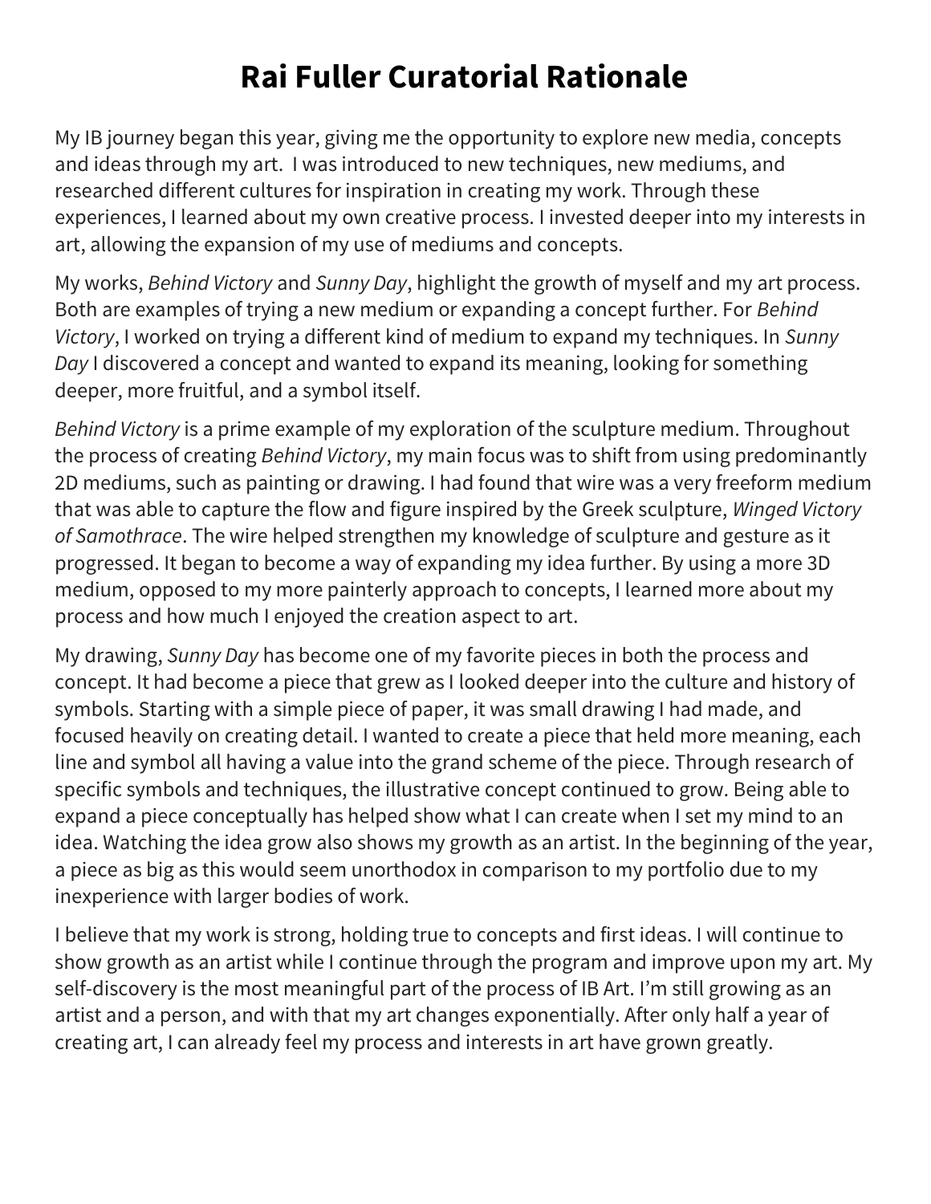# Rai Fuller Curatorial Rationale

My IB journey began this year, giving me the opportunity to explore new media, concepts and ideas through my art.  I was introduced to new techniques, new mediums, and researched different cultures for inspiration in creating my work. Through these experiences, I learned about my own creative process. I invested deeper into my interests in art, allowing the expansion of my use of mediums and concepts.

My works, *Behind Victory* and *Sunny Day*, highlight the growth of myself and my art process. Both are examples of trying a new medium or expanding a concept further. For *Behind Victory*, I worked on trying a different kind of medium to expand my techniques. In *Sunny Day* I discovered a concept and wanted to expand its meaning, looking for something deeper, more fruitful, and a symbol itself.

*Behind Victory* is a prime example of my exploration of the sculpture medium. Throughout the process of creating *Behind Victory*, my main focus was to shift from using predominantly 2D mediums, such as painting or drawing. I had found that wire was a very freeform medium that was able to capture the flow and figure inspired by the Greek sculpture, *Winged Victory of Samothrace*. The wire helped strengthen my knowledge of sculpture and gesture as it progressed. It began to become a way of expanding my idea further. By using a more 3D medium, opposed to my more painterly approach to concepts, I learned more about my process and how much I enjoyed the creation aspect to art.

My drawing, *Sunny Day* has become one of my favorite pieces in both the process and concept. It had become a piece that grew as I looked deeper into the culture and history of symbols. Starting with a simple piece of paper, it was small drawing I had made, and focused heavily on creating detail. I wanted to create a piece that held more meaning, each line and symbol all having a value into the grand scheme of the piece. Through research of specific symbols and techniques, the illustrative concept continued to grow. Being able to expand a piece conceptually has helped show what I can create when I set my mind to an idea. Watching the idea grow also shows my growth as an artist. In the beginning of the year, a piece as big as this would seem unorthodox in comparison to my portfolio due to my inexperience with larger bodies of work.

I believe that my work is strong, holding true to concepts and first ideas. I will continue to show growth as an artist while I continue through the program and improve upon my art. My self-discovery is the most meaningful part of the process of IB Art. I'm still growing as an artist and a person, and with that my art changes exponentially. After only half a year of creating art, I can already feel my process and interests in art have grown greatly.